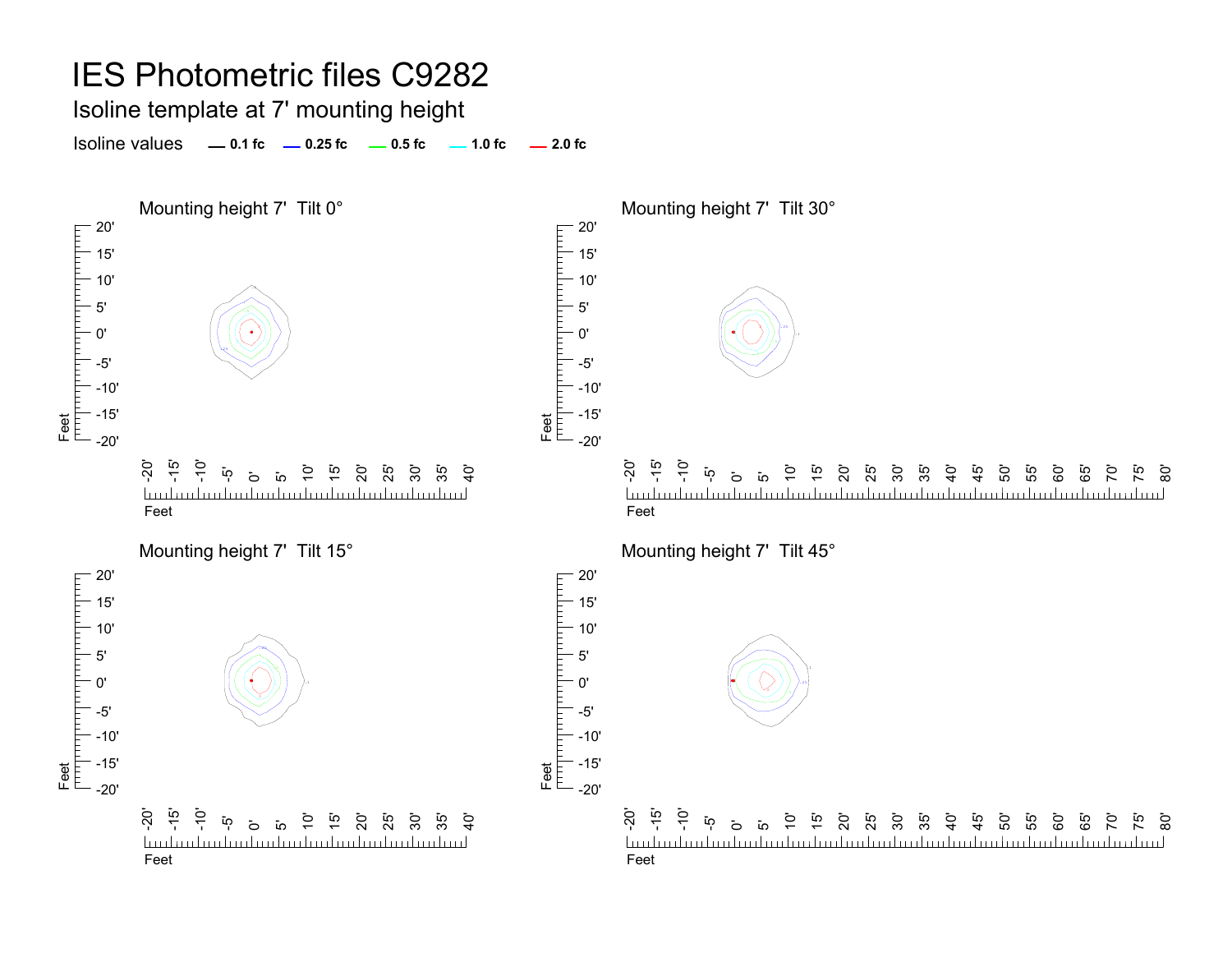# IES Photometric files C9282

## Isoline template at 7' mounting height

Isoline values — 0.1 fc — 0.25 fc — 0.5 fc — 1.0 fc — 2.0 fc

### Mounting height 7'  Tilt 0°

### Mounting height 7'  Tilt 30°

### Mounting height 7'  Tilt 15°

### Mounting height 7'  Tilt 45°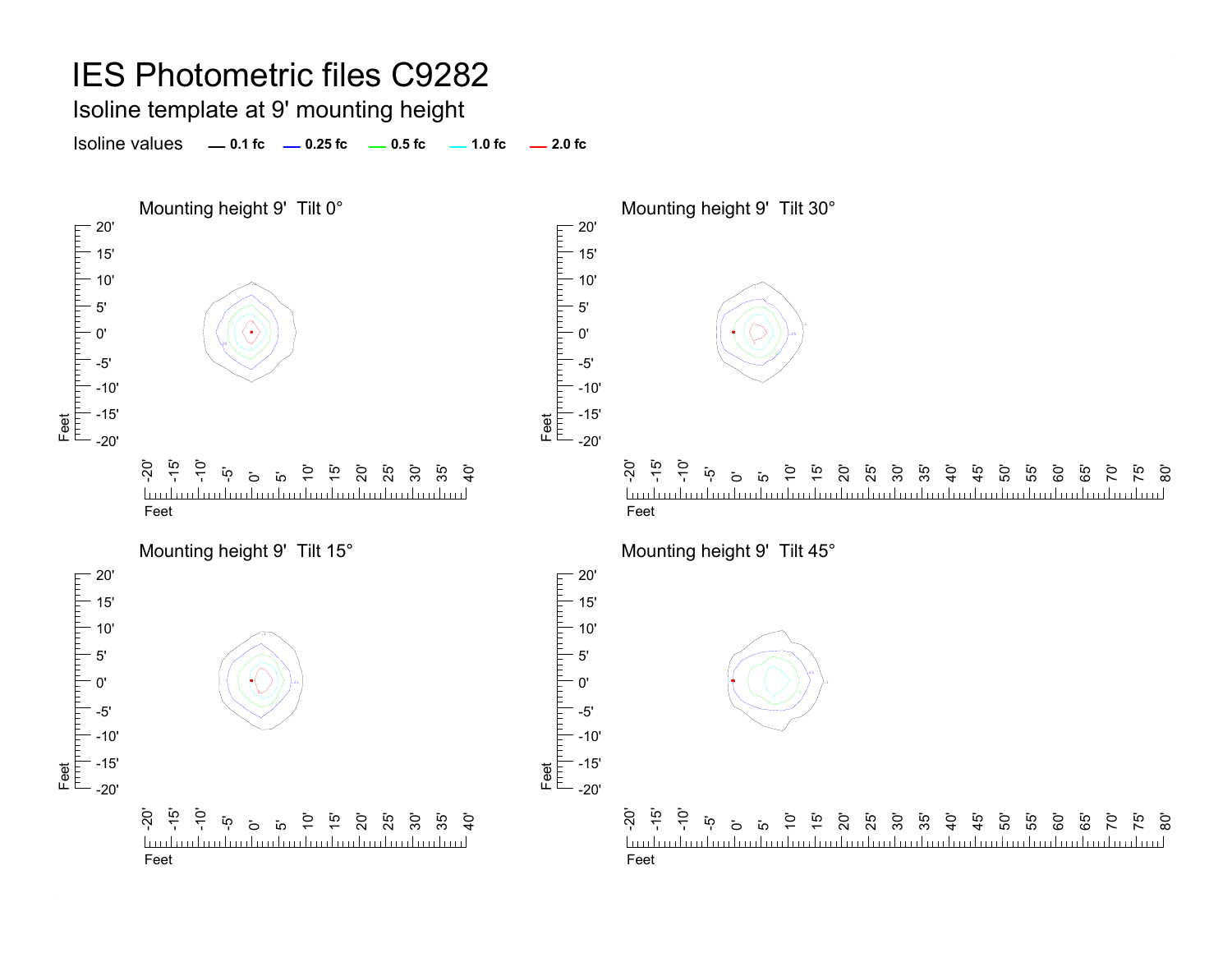# IES Photometric files C9282

## Isoline template at 9' mounting height

Isoline values — 0.1 fc — 0.25 fc — 0.5 fc — 1.0 fc — 2.0 fc

### Mounting height 9' Tilt 0°

### Mounting height 9' Tilt 30°

### Mounting height 9' Tilt 15°

### Mounting height 9' Tilt 45°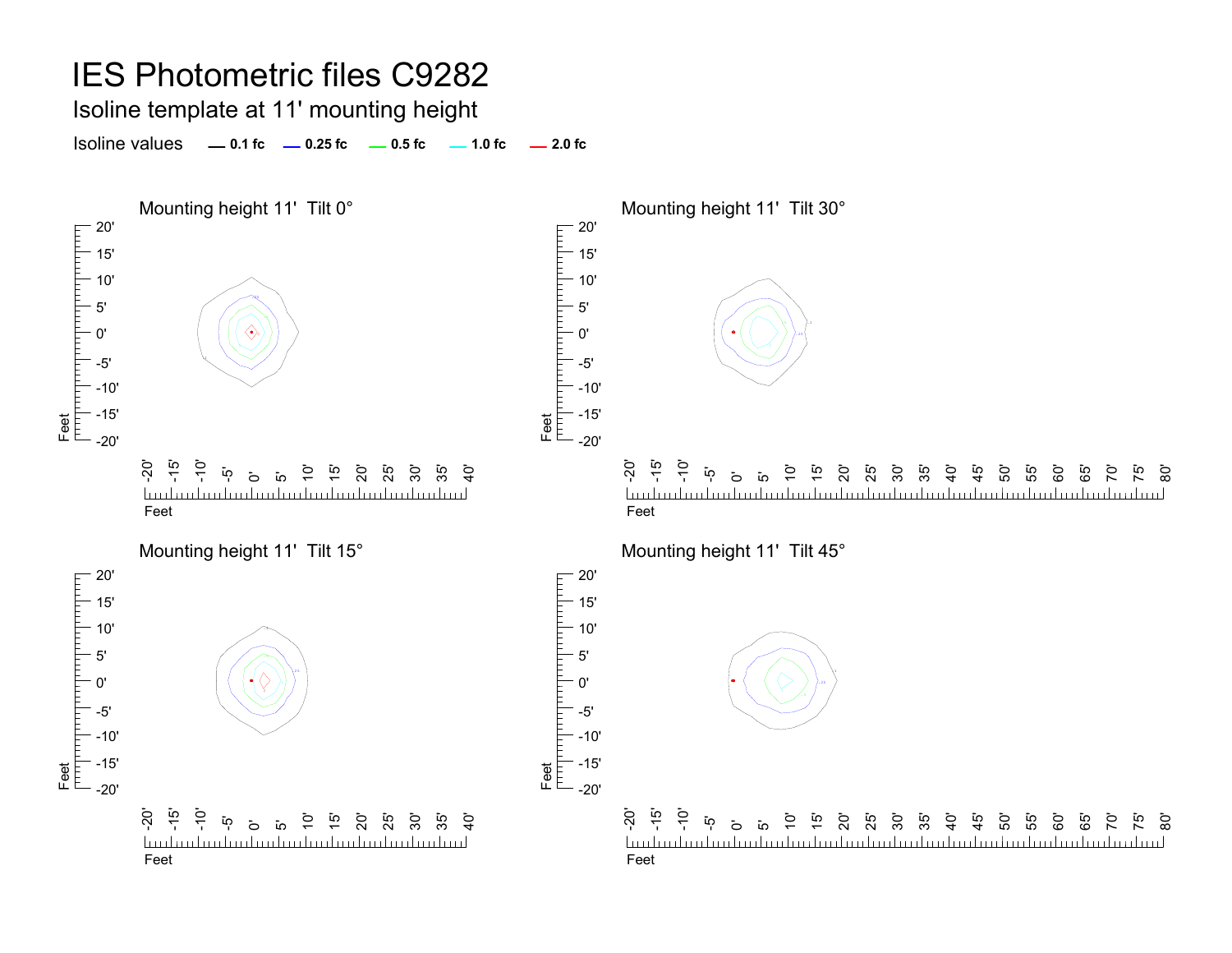# IES Photometric files C9282

## Isoline template at 11' mounting height

Isoline values — 0.1 fc — 0.25 fc — 0.5 fc — 1.0 fc — 2.0 fc

### Mounting height 11' Tilt 0°

### Mounting height 11' Tilt 30°

### Mounting height 11' Tilt 15°

### Mounting height 11' Tilt 45°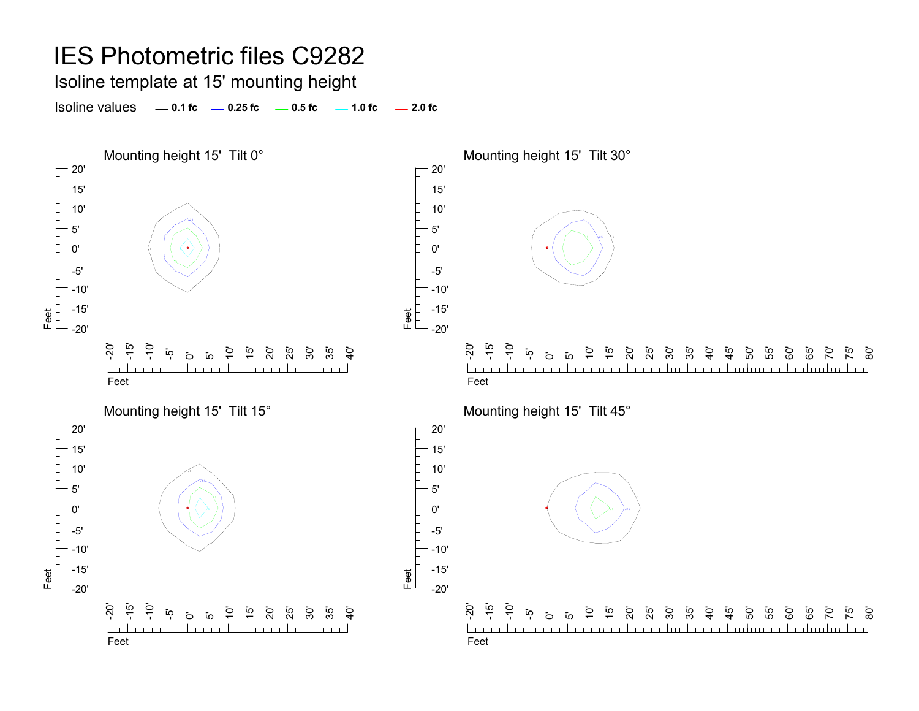# IES Photometric files C9282

## Isoline template at 15' mounting height

Isoline values — 0.1 fc — 0.25 fc — 0.5 fc — 1.0 fc — 2.0 fc

### Mounting height 15' Tilt 0°

### Mounting height 15' Tilt 30°

### Mounting height 15' Tilt 15°

### Mounting height 15' Tilt 45°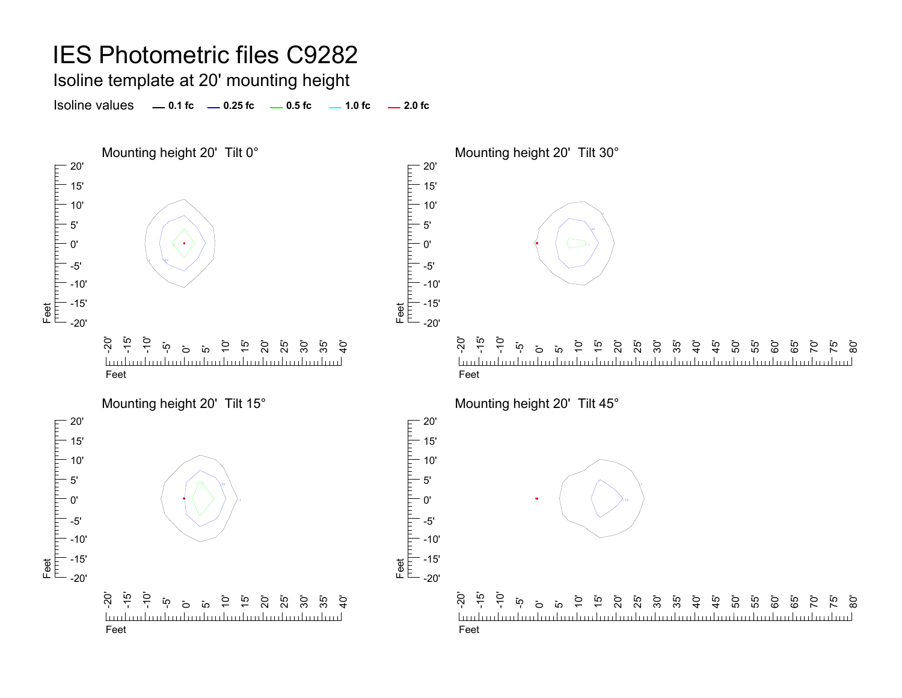# IES Photometric files C9282

## Isoline template at 20' mounting height

Isoline values — 0.1 fc — 0.25 fc — 0.5 fc — 1.0 fc — 2.0 fc

Mounting height 20'  Tilt 0°

Mounting height 20'  Tilt 30°

Mounting height 20'  Tilt 15°

Mounting height 20'  Tilt 45°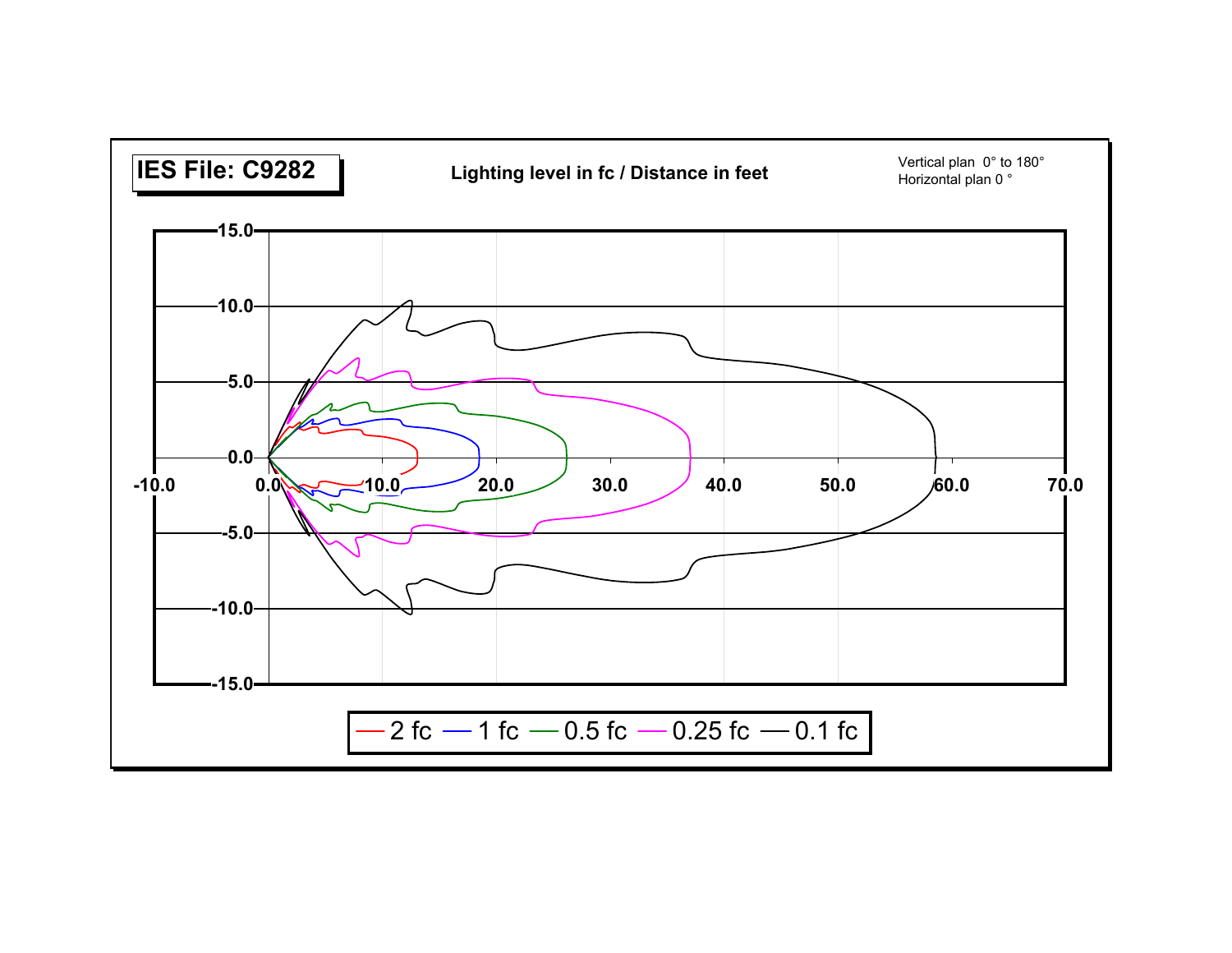IES File: C9282

Lighting level in fc / Distance in feet

Vertical plan 0° to 180°
Horizontal plan 0 °

15.0
10.0
5.0
0.0
-5.0
-10.0
-15.0

-10.0
0.0
10.0
20.0
30.0
40.0
50.0
60.0
70.0

2 fc
1 fc
0.5 fc
0.25 fc
0.1 fc